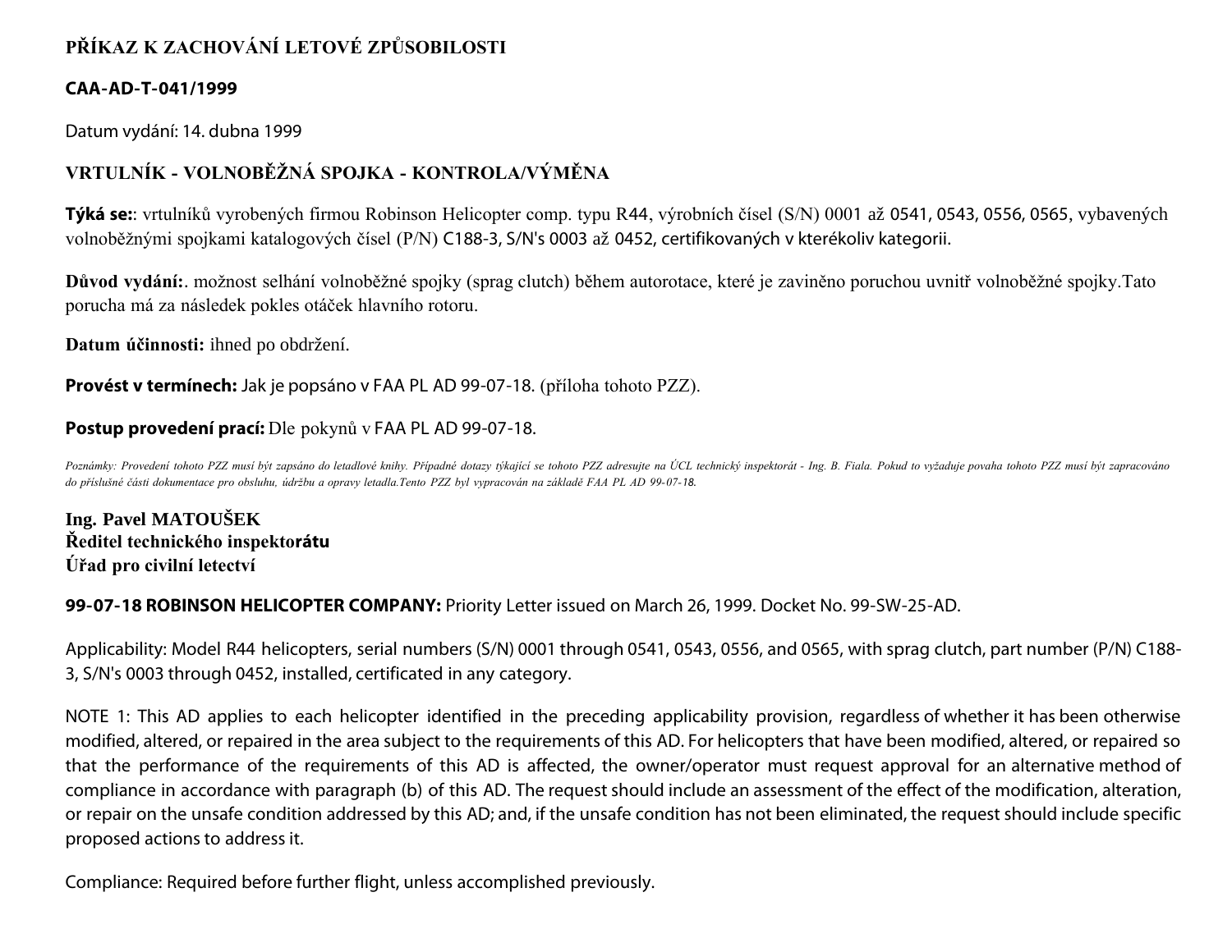# PŘÍKAZ K ZACHOVÁNÍ LETOVÉ ZPŮSOBILOSTI

**CAA-AD-T-041/1999**

Datum vydání: 14. dubna 1999

## VRTULNÍK - VOLNOBĚŽNÁ SPOJKA - KONTROLA/VÝMĚNA

**Týká se:**: vrtulníků vyrobených firmou Robinson Helicopter comp. typu R44, výrobních čísel (S/N) 0001 až 0541, 0543, 0556, 0565, vybavených volnoběžnými spojkami katalogových čísel (P/N) C188-3, S/N's 0003 až 0452, certifikovaných v kterékoliv kategorii.

**Důvod vydání:**. možnost selhání volnoběžné spojky (sprag clutch) během autorotace, které je zaviněno poruchou uvnitř volnoběžné spojky.Tato porucha má za následek pokles otáček hlavního rotoru.

**Datum účinnosti:** ihned po obdržení.

**Provést v termínech:** Jak je popsáno v FAA PL AD 99-07-18. (příloha tohoto PZZ).

**Postup provedení prací:** Dle pokynů v FAA PL AD 99-07-18.

*Poznámky: Provedení tohoto PZZ musí být zapsáno do letadlové knihy. Případné dotazy týkající se tohoto PZZ adresujte na ÚCL technický inspektorát - Ing. B. Fiala. Pokud to vyžaduje povaha tohoto PZZ musí být zapracováno do příslušné části dokumentace pro obsluhu, údržbu a opravy letadla.Tento PZZ byl vypracován na základě FAA PL AD 99-07-18.*

**Ing. Pavel MATOUŠEK**
**Ředitel technického inspektorátu**
**Úřad pro civilní letectví**

**99-07-18 ROBINSON HELICOPTER COMPANY:** Priority Letter issued on March 26, 1999. Docket No. 99-SW-25-AD.

Applicability: Model R44 helicopters, serial numbers (S/N) 0001 through 0541, 0543, 0556, and 0565, with sprag clutch, part number (P/N) C188-3, S/N's 0003 through 0452, installed, certificated in any category.

NOTE 1: This AD applies to each helicopter identified in the preceding applicability provision, regardless of whether it has been otherwise modified, altered, or repaired in the area subject to the requirements of this AD. For helicopters that have been modified, altered, or repaired so that the performance of the requirements of this AD is affected, the owner/operator must request approval for an alternative method of compliance in accordance with paragraph (b) of this AD. The request should include an assessment of the effect of the modification, alteration, or repair on the unsafe condition addressed by this AD; and, if the unsafe condition has not been eliminated, the request should include specific proposed actions to address it.

Compliance: Required before further flight, unless accomplished previously.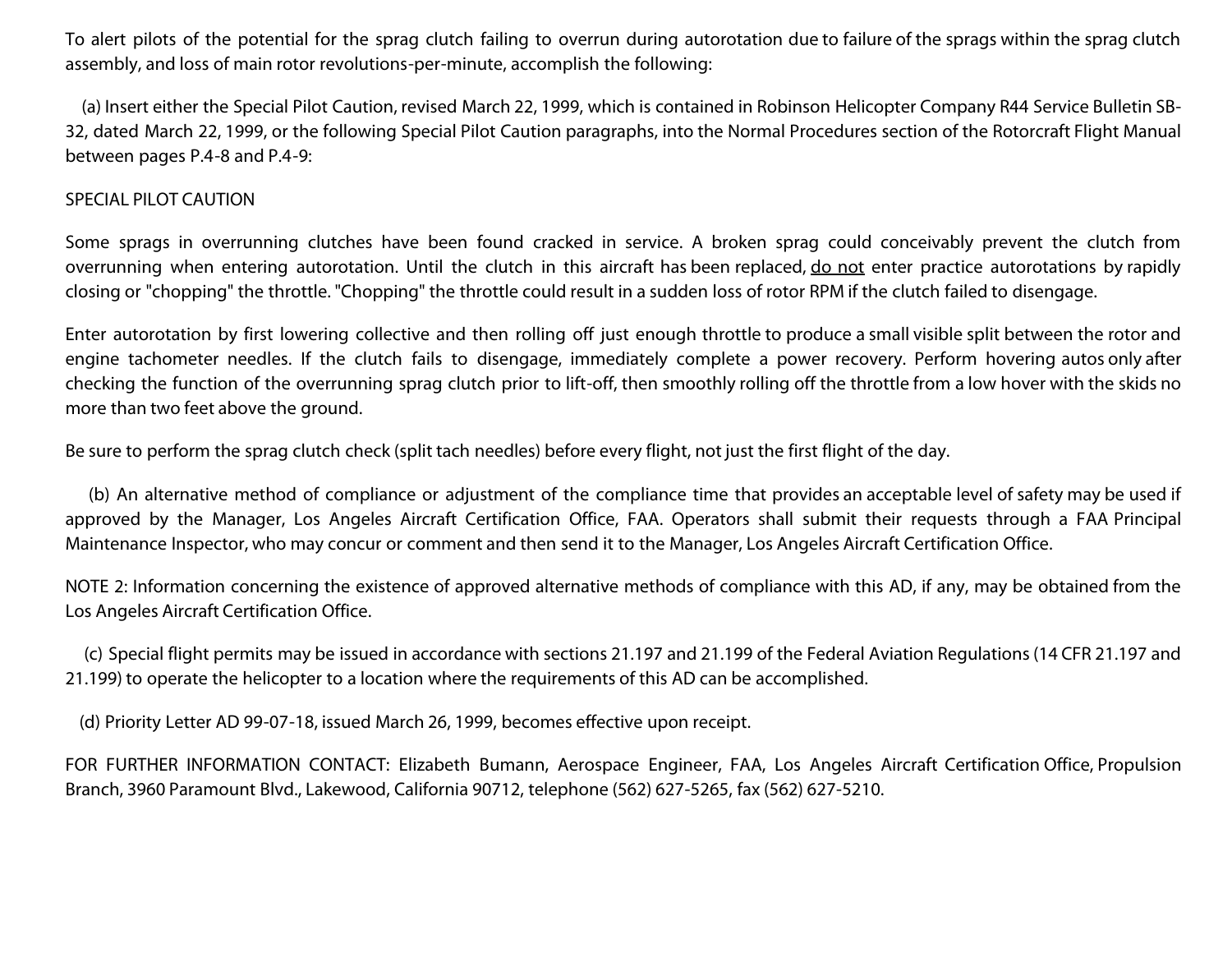To alert pilots of the potential for the sprag clutch failing to overrun during autorotation due to failure of the sprags within the sprag clutch assembly, and loss of main rotor revolutions-per-minute, accomplish the following:

(a) Insert either the Special Pilot Caution, revised March 22, 1999, which is contained in Robinson Helicopter Company R44 Service Bulletin SB-32, dated March 22, 1999, or the following Special Pilot Caution paragraphs, into the Normal Procedures section of the Rotorcraft Flight Manual between pages P.4-8 and P.4-9:

SPECIAL PILOT CAUTION

Some sprags in overrunning clutches have been found cracked in service. A broken sprag could conceivably prevent the clutch from overrunning when entering autorotation. Until the clutch in this aircraft has been replaced, do not enter practice autorotations by rapidly closing or "chopping" the throttle. "Chopping" the throttle could result in a sudden loss of rotor RPM if the clutch failed to disengage.

Enter autorotation by first lowering collective and then rolling off just enough throttle to produce a small visible split between the rotor and engine tachometer needles. If the clutch fails to disengage, immediately complete a power recovery. Perform hovering autos only after checking the function of the overrunning sprag clutch prior to lift-off, then smoothly rolling off the throttle from a low hover with the skids no more than two feet above the ground.

Be sure to perform the sprag clutch check (split tach needles) before every flight, not just the first flight of the day.

(b) An alternative method of compliance or adjustment of the compliance time that provides an acceptable level of safety may be used if approved by the Manager, Los Angeles Aircraft Certification Office, FAA. Operators shall submit their requests through a FAA Principal Maintenance Inspector, who may concur or comment and then send it to the Manager, Los Angeles Aircraft Certification Office.

NOTE 2: Information concerning the existence of approved alternative methods of compliance with this AD, if any, may be obtained from the Los Angeles Aircraft Certification Office.

(c) Special flight permits may be issued in accordance with sections 21.197 and 21.199 of the Federal Aviation Regulations (14 CFR 21.197 and 21.199) to operate the helicopter to a location where the requirements of this AD can be accomplished.

(d) Priority Letter AD 99-07-18, issued March 26, 1999, becomes effective upon receipt.

FOR FURTHER INFORMATION CONTACT: Elizabeth Bumann, Aerospace Engineer, FAA, Los Angeles Aircraft Certification Office, Propulsion Branch, 3960 Paramount Blvd., Lakewood, California 90712, telephone (562) 627-5265, fax (562) 627-5210.